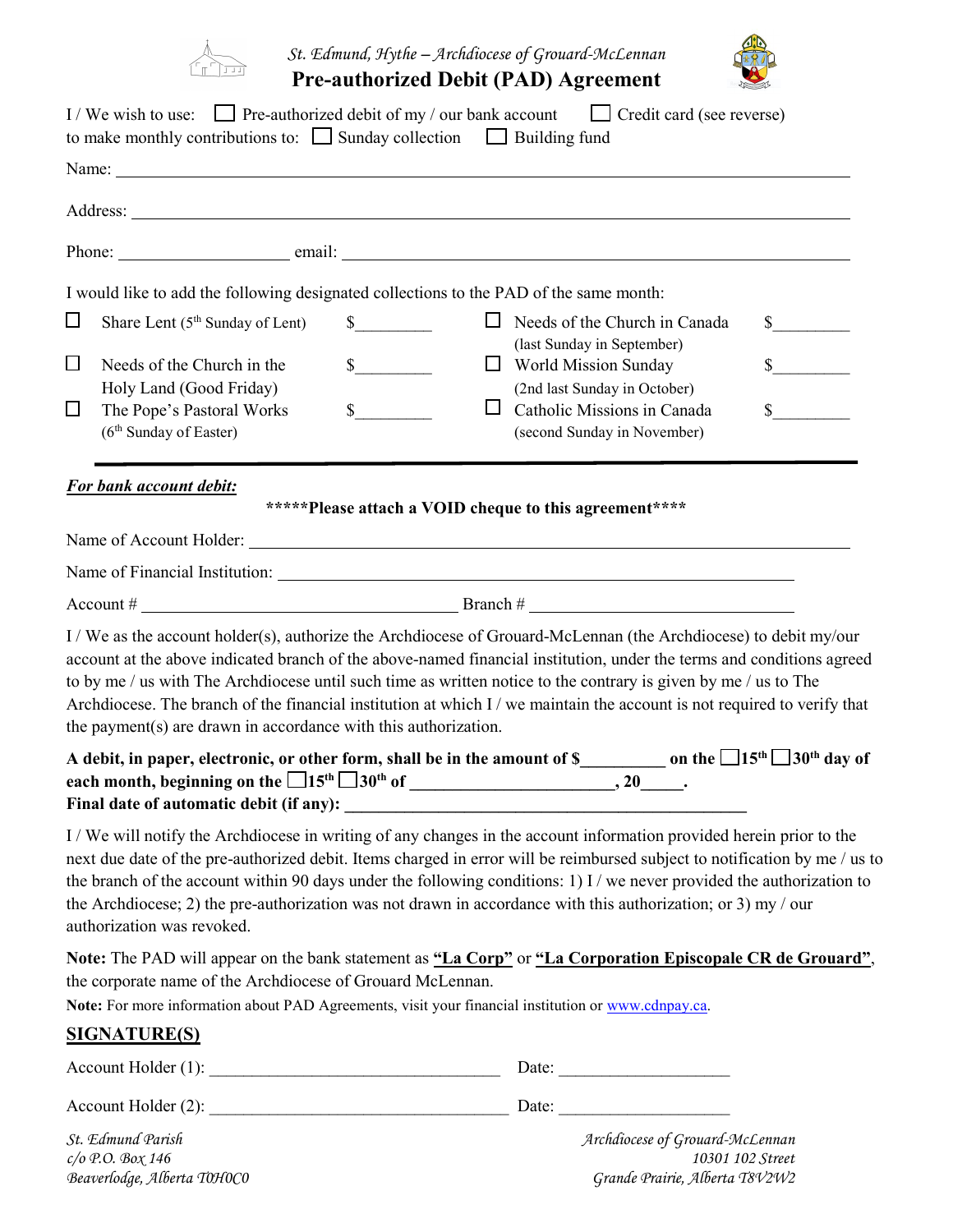*St. Edmund, Hythe – Archdiocese of Grouard-McLennan*

# Pre-authorized Debit (PAD) Agreement

I / We wish to use: ☐ Pre-authorized debit of my / our bank account ☐ Credit card (see reverse)
to make monthly contributions to: ☐ Sunday collection ☐ Building fund

Name: ______________________________________________________________

Address: ______________________________________________________________

Phone: ____________________ email: ____________________________________________

I would like to add the following designated collections to the PAD of the same month:

| | | | | | |
|---|---|---|---|---|---|
| ☐ | Share Lent (5th Sunday of Lent) | $_________ | ☐ | Needs of the Church in Canada (last Sunday in September) | $_________ |
| ☐ | Needs of the Church in the Holy Land (Good Friday) | $_________ | ☐ | World Mission Sunday (2nd last Sunday in October) | $_________ |
| ☐ | The Pope's Pastoral Works (6th Sunday of Easter) | $_________ | ☐ | Catholic Missions in Canada (second Sunday in November) | $_________ |

***For bank account debit:***

**\*\*\*\*\*Please attach a VOID cheque to this agreement\*\*\*\***

Name of Account Holder: ______________________________________________________________

Name of Financial Institution: ______________________________________________________________

Account # ____________________________________ Branch # ______________________________

I / We as the account holder(s), authorize the Archdiocese of Grouard-McLennan (the Archdiocese) to debit my/our account at the above indicated branch of the above-named financial institution, under the terms and conditions agreed to by me / us with The Archdiocese until such time as written notice to the contrary is given by me / us to The Archdiocese. The branch of the financial institution at which I / we maintain the account is not required to verify that the payment(s) are drawn in accordance with this authorization.

**A debit, in paper, electronic, or other form, shall be in the amount of $__________ on the ☐15th ☐30th day of each month, beginning on the ☐15th ☐30th of ________________________, 20_____.**
**Final date of automatic debit (if any): ________________________________________________**

I / We will notify the Archdiocese in writing of any changes in the account information provided herein prior to the next due date of the pre-authorized debit. Items charged in error will be reimbursed subject to notification by me / us to the branch of the account within 90 days under the following conditions: 1) I / we never provided the authorization to the Archdiocese; 2) the pre-authorization was not drawn in accordance with this authorization; or 3) my / our authorization was revoked.

**Note:** The PAD will appear on the bank statement as **"La Corp"** or **"La Corporation Episcopale CR de Grouard"**, the corporate name of the Archdiocese of Grouard McLennan.

**Note:** For more information about PAD Agreements, visit your financial institution or www.cdnpay.ca.

## SIGNATURE(S)

Account Holder (1): ___________________________________ Date: ____________________

Account Holder (2): ___________________________________ Date: ____________________

*St. Edmund Parish*
*c/o P.O. Box 146*
*Beaverlodge, Alberta T0H0C0*

*Archdiocese of Grouard-McLennan*
*10301 102 Street*
*Grande Prairie, Alberta T8V2W2*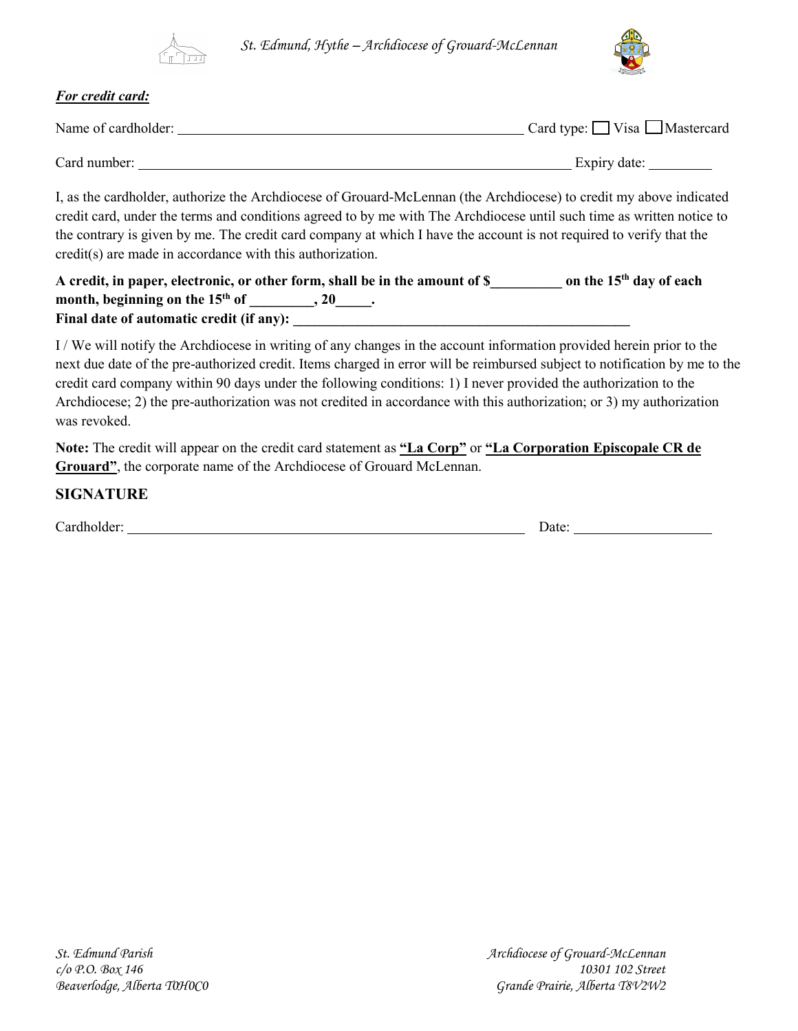***For credit card:***

Name of cardholder: ______________________________________________ Card type: ☐ Visa ☐ Mastercard

Card number: ____________________________________________________________ Expiry date: _________

I, as the cardholder, authorize the Archdiocese of Grouard-McLennan (the Archdiocese) to credit my above indicated credit card, under the terms and conditions agreed to by me with The Archdiocese until such time as written notice to the contrary is given by me. The credit card company at which I have the account is not required to verify that the credit(s) are made in accordance with this authorization.

**A credit, in paper, electronic, or other form, shall be in the amount of $__________ on the 15th day of each month, beginning on the 15th of _________, 20_____.**
**Final date of automatic credit (if any): __________________________________________________**

I / We will notify the Archdiocese in writing of any changes in the account information provided herein prior to the next due date of the pre-authorized credit. Items charged in error will be reimbursed subject to notification by me to the credit card company within 90 days under the following conditions: 1) I never provided the authorization to the Archdiocese; 2) the pre-authorization was not credited in accordance with this authorization; or 3) my authorization was revoked.

**Note:** The credit will appear on the credit card statement as **"La Corp"** or **"La Corporation Episcopale CR de Grouard"**, the corporate name of the Archdiocese of Grouard McLennan.

## SIGNATURE

Cardholder: ________________________________________________________ Date: ___________________

*St. Edmund Parish*
*c/o P.O. Box 146*
*Beaverlodge, Alberta T0H0C0*

*Archdiocese of Grouard-McLennan*
*10301 102 Street*
*Grande Prairie, Alberta T8V2W2*